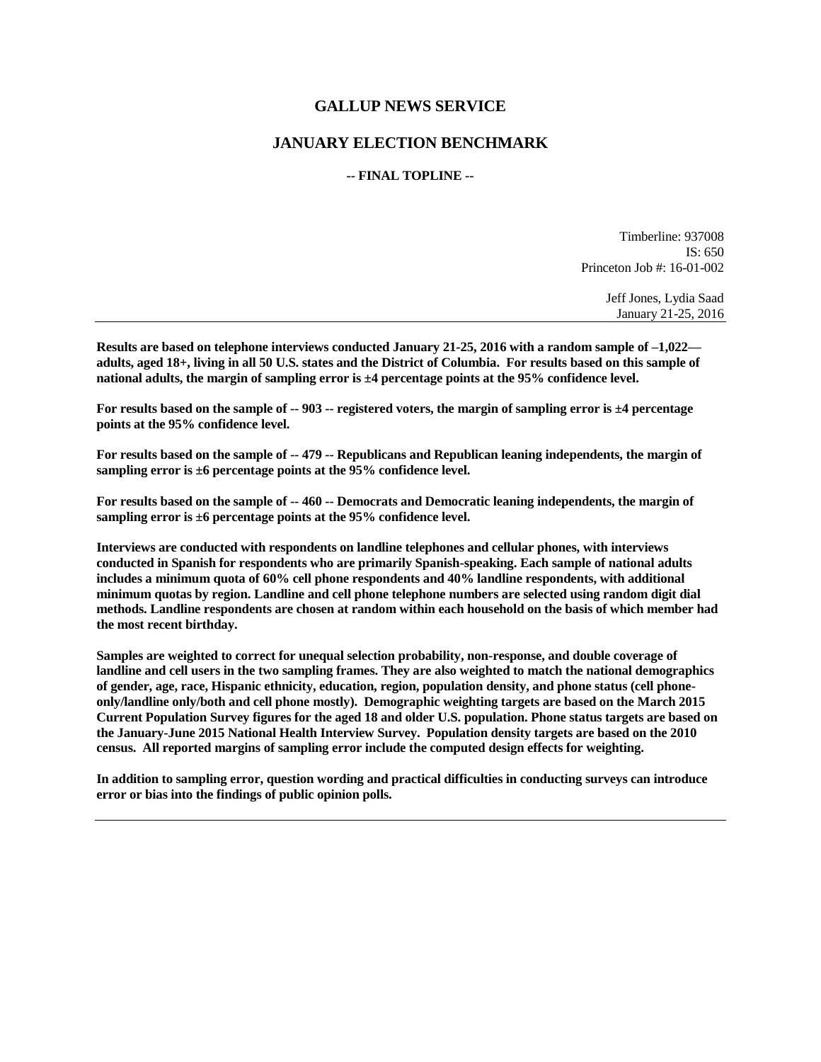# GALLUP NEWS SERVICE

## JANUARY ELECTION BENCHMARK

**-- FINAL TOPLINE --**

Timberline: 937008
IS: 650
Princeton Job #: 16-01-002

Jeff Jones, Lydia Saad
January 21-25, 2016

---

**Results are based on telephone interviews conducted January 21-25, 2016 with a random sample of –1,022— adults, aged 18+, living in all 50 U.S. states and the District of Columbia. For results based on this sample of national adults, the margin of sampling error is ±4 percentage points at the 95% confidence level.**

**For results based on the sample of -- 903 -- registered voters, the margin of sampling error is ±4 percentage points at the 95% confidence level.**

**For results based on the sample of -- 479 -- Republicans and Republican leaning independents, the margin of sampling error is ±6 percentage points at the 95% confidence level.**

**For results based on the sample of -- 460 -- Democrats and Democratic leaning independents, the margin of sampling error is ±6 percentage points at the 95% confidence level.**

**Interviews are conducted with respondents on landline telephones and cellular phones, with interviews conducted in Spanish for respondents who are primarily Spanish-speaking. Each sample of national adults includes a minimum quota of 60% cell phone respondents and 40% landline respondents, with additional minimum quotas by region. Landline and cell phone telephone numbers are selected using random digit dial methods. Landline respondents are chosen at random within each household on the basis of which member had the most recent birthday.**

**Samples are weighted to correct for unequal selection probability, non-response, and double coverage of landline and cell users in the two sampling frames. They are also weighted to match the national demographics of gender, age, race, Hispanic ethnicity, education, region, population density, and phone status (cell phone-only/landline only/both and cell phone mostly). Demographic weighting targets are based on the March 2015 Current Population Survey figures for the aged 18 and older U.S. population. Phone status targets are based on the January-June 2015 National Health Interview Survey. Population density targets are based on the 2010 census. All reported margins of sampling error include the computed design effects for weighting.**

**In addition to sampling error, question wording and practical difficulties in conducting surveys can introduce error or bias into the findings of public opinion polls.**

---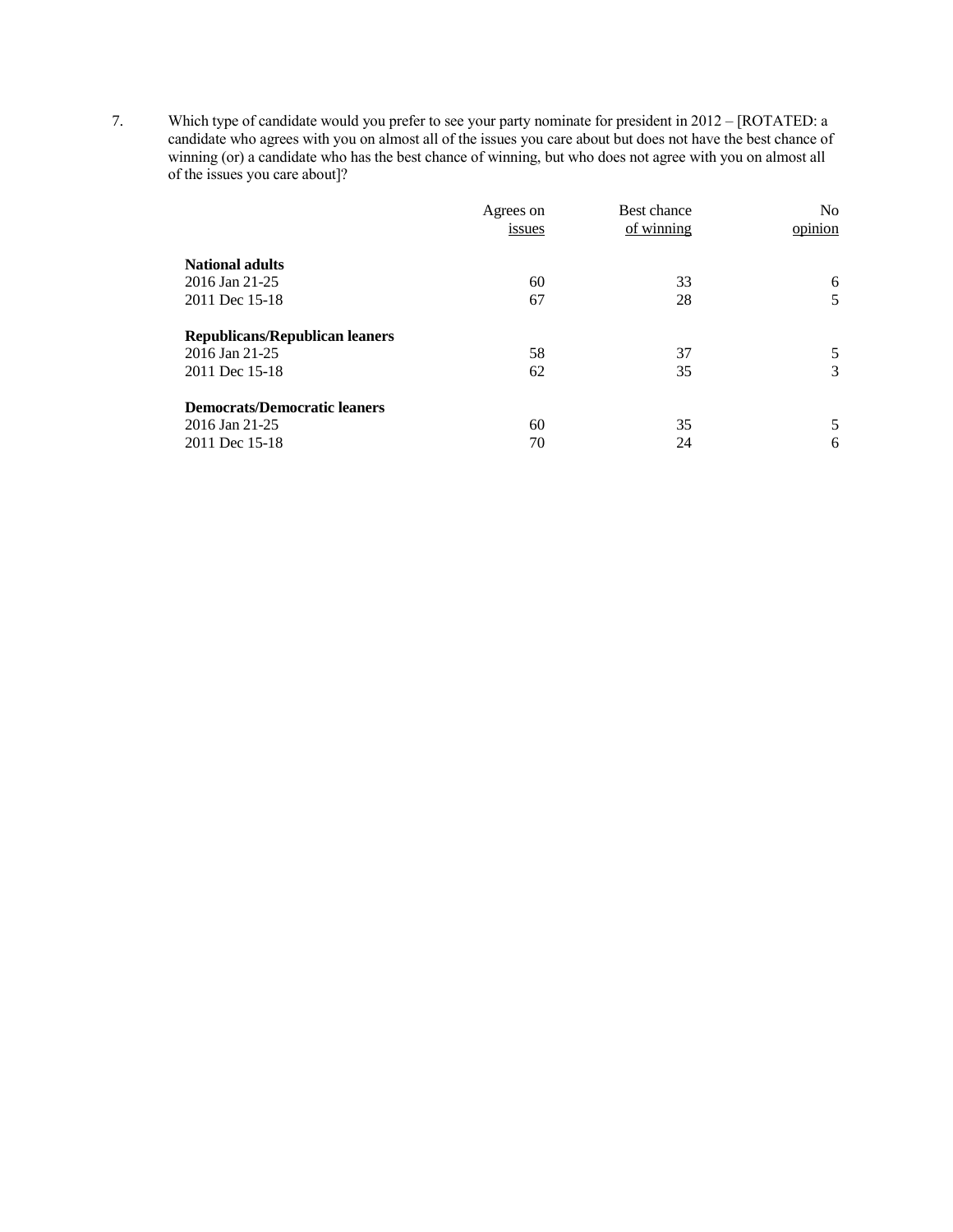7. Which type of candidate would you prefer to see your party nominate for president in 2012 – [ROTATED: a candidate who agrees with you on almost all of the issues you care about but does not have the best chance of winning (or) a candidate who has the best chance of winning, but who does not agree with you on almost all of the issues you care about]?

| | Agrees on issues | Best chance of winning | No opinion |
|---|---|---|---|
| **National adults** | | | |
| 2016 Jan 21-25 | 60 | 33 | 6 |
| 2011 Dec 15-18 | 67 | 28 | 5 |
| **Republicans/Republican leaners** | | | |
| 2016 Jan 21-25 | 58 | 37 | 5 |
| 2011 Dec 15-18 | 62 | 35 | 3 |
| **Democrats/Democratic leaners** | | | |
| 2016 Jan 21-25 | 60 | 35 | 5 |
| 2011 Dec 15-18 | 70 | 24 | 6 |